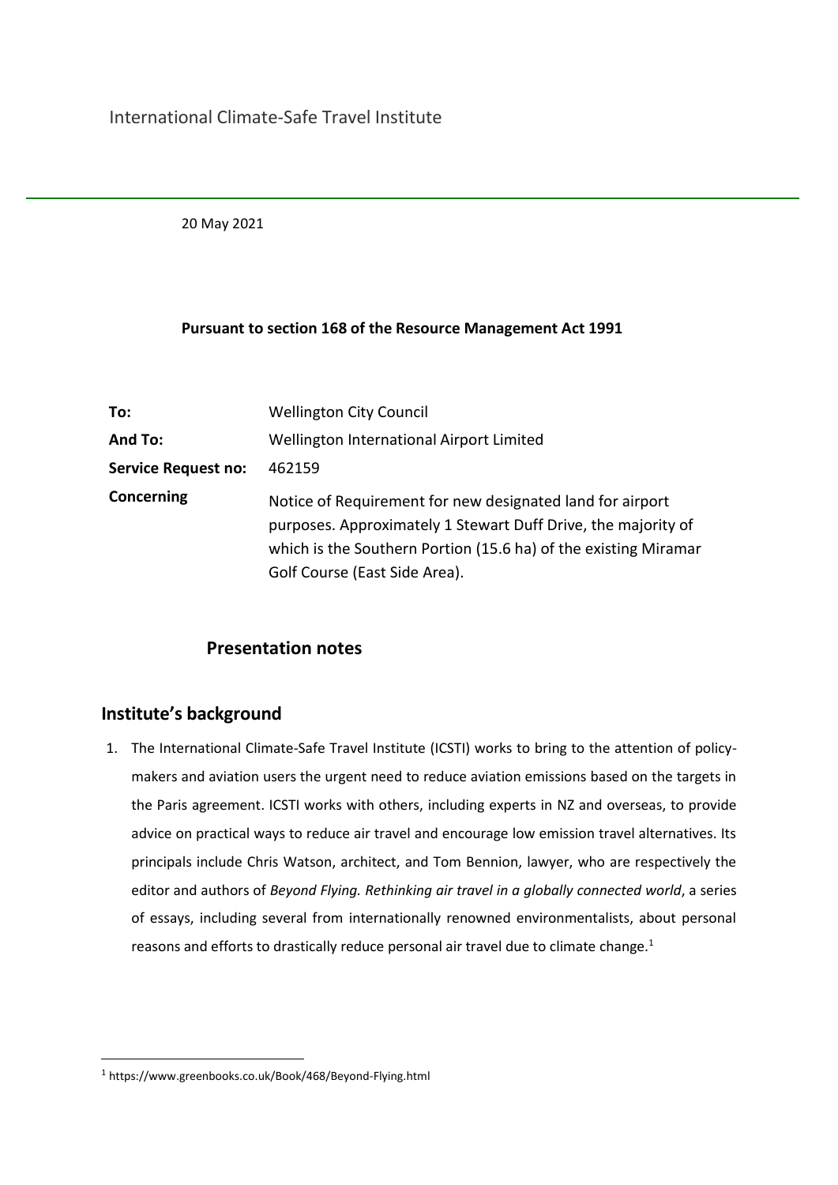International Climate-Safe Travel Institute

20 May 2021

**Pursuant to section 168 of the Resource Management Act 1991**

| | |
|---|---|
| **To:** | Wellington City Council |
| **And To:** | Wellington International Airport Limited |
| **Service Request no:** | 462159 |
| **Concerning** | Notice of Requirement for new designated land for airport purposes. Approximately 1 Stewart Duff Drive, the majority of which is the Southern Portion (15.6 ha) of the existing Miramar Golf Course (East Side Area). |

## Presentation notes

## Institute's background

1. The International Climate-Safe Travel Institute (ICSTI) works to bring to the attention of policy-makers and aviation users the urgent need to reduce aviation emissions based on the targets in the Paris agreement. ICSTI works with others, including experts in NZ and overseas, to provide advice on practical ways to reduce air travel and encourage low emission travel alternatives. Its principals include Chris Watson, architect, and Tom Bennion, lawyer, who are respectively the editor and authors of *Beyond Flying. Rethinking air travel in a globally connected world*, a series of essays, including several from internationally renowned environmentalists, about personal reasons and efforts to drastically reduce personal air travel due to climate change.[1]

[1] https://www.greenbooks.co.uk/Book/468/Beyond-Flying.html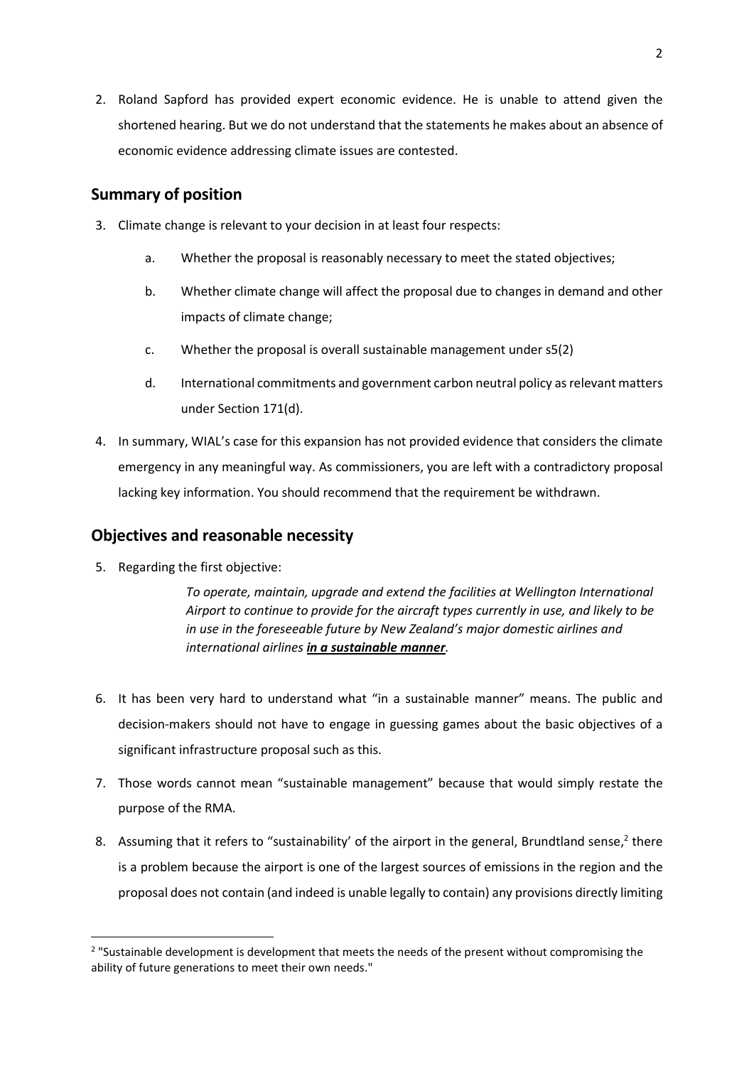2. Roland Sapford has provided expert economic evidence. He is unable to attend given the shortened hearing. But we do not understand that the statements he makes about an absence of economic evidence addressing climate issues are contested.

## Summary of position

3. Climate change is relevant to your decision in at least four respects:

    a. Whether the proposal is reasonably necessary to meet the stated objectives;

    b. Whether climate change will affect the proposal due to changes in demand and other impacts of climate change;

    c. Whether the proposal is overall sustainable management under s5(2)

    d. International commitments and government carbon neutral policy as relevant matters under Section 171(d).

4. In summary, WIAL's case for this expansion has not provided evidence that considers the climate emergency in any meaningful way. As commissioners, you are left with a contradictory proposal lacking key information. You should recommend that the requirement be withdrawn.

## Objectives and reasonable necessity

5. Regarding the first objective:

    > *To operate, maintain, upgrade and extend the facilities at Wellington International Airport to continue to provide for the aircraft types currently in use, and likely to be in use in the foreseeable future by New Zealand's major domestic airlines and international airlines **in a sustainable manner**.*

6. It has been very hard to understand what "in a sustainable manner" means. The public and decision-makers should not have to engage in guessing games about the basic objectives of a significant infrastructure proposal such as this.

7. Those words cannot mean "sustainable management" because that would simply restate the purpose of the RMA.

8. Assuming that it refers to "sustainability' of the airport in the general, Brundtland sense,[2] there is a problem because the airport is one of the largest sources of emissions in the region and the proposal does not contain (and indeed is unable legally to contain) any provisions directly limiting

[2] "Sustainable development is development that meets the needs of the present without compromising the ability of future generations to meet their own needs."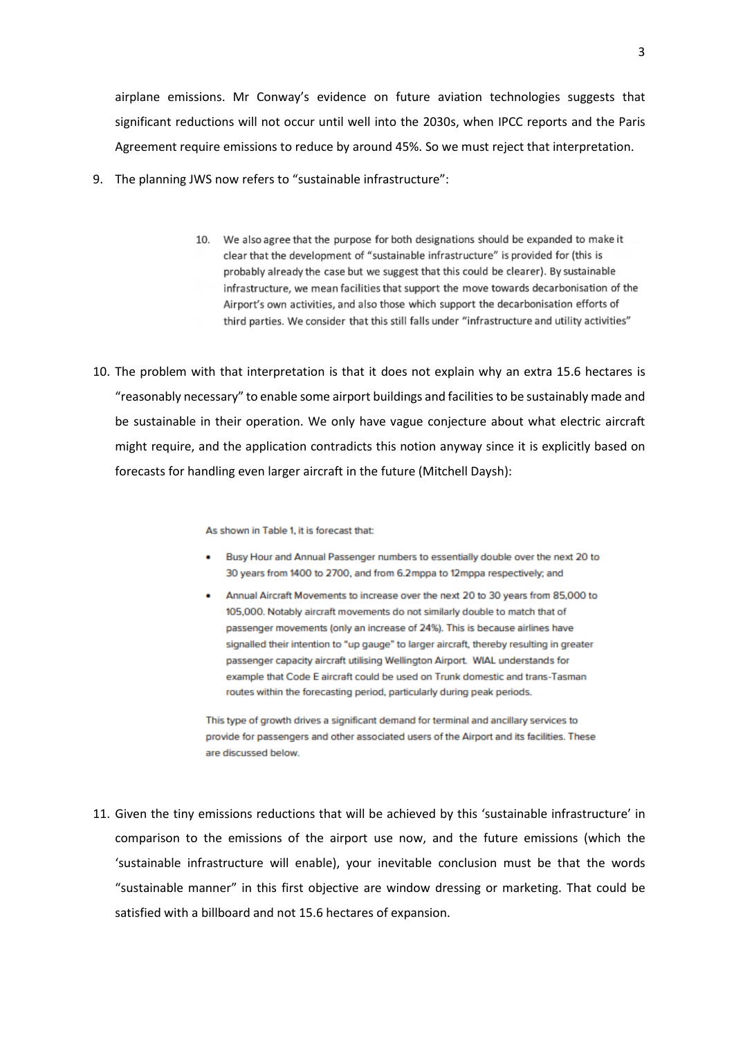airplane emissions. Mr Conway's evidence on future aviation technologies suggests that significant reductions will not occur until well into the 2030s, when IPCC reports and the Paris Agreement require emissions to reduce by around 45%. So we must reject that interpretation.

9. The planning JWS now refers to "sustainable infrastructure":

> 10. We also agree that the purpose for both designations should be expanded to make it clear that the development of "sustainable infrastructure" is provided for (this is probably already the case but we suggest that this could be clearer). By sustainable infrastructure, we mean facilities that support the move towards decarbonisation of the Airport's own activities, and also those which support the decarbonisation efforts of third parties. We consider that this still falls under "infrastructure and utility activities"

10. The problem with that interpretation is that it does not explain why an extra 15.6 hectares is "reasonably necessary" to enable some airport buildings and facilities to be sustainably made and be sustainable in their operation. We only have vague conjecture about what electric aircraft might require, and the application contradicts this notion anyway since it is explicitly based on forecasts for handling even larger aircraft in the future (Mitchell Daysh):

> As shown in Table 1, it is forecast that:
>
> - Busy Hour and Annual Passenger numbers to essentially double over the next 20 to 30 years from 1400 to 2700, and from 6.2mppa to 12mppa respectively; and
> - Annual Aircraft Movements to increase over the next 20 to 30 years from 85,000 to 105,000. Notably aircraft movements do not similarly double to match that of passenger movements (only an increase of 24%). This is because airlines have signalled their intention to "up gauge" to larger aircraft, thereby resulting in greater passenger capacity aircraft utilising Wellington Airport. WIAL understands for example that Code E aircraft could be used on Trunk domestic and trans-Tasman routes within the forecasting period, particularly during peak periods.
>
> This type of growth drives a significant demand for terminal and ancillary services to provide for passengers and other associated users of the Airport and its facilities. These are discussed below.

11. Given the tiny emissions reductions that will be achieved by this 'sustainable infrastructure' in comparison to the emissions of the airport use now, and the future emissions (which the 'sustainable infrastructure will enable), your inevitable conclusion must be that the words "sustainable manner" in this first objective are window dressing or marketing. That could be satisfied with a billboard and not 15.6 hectares of expansion.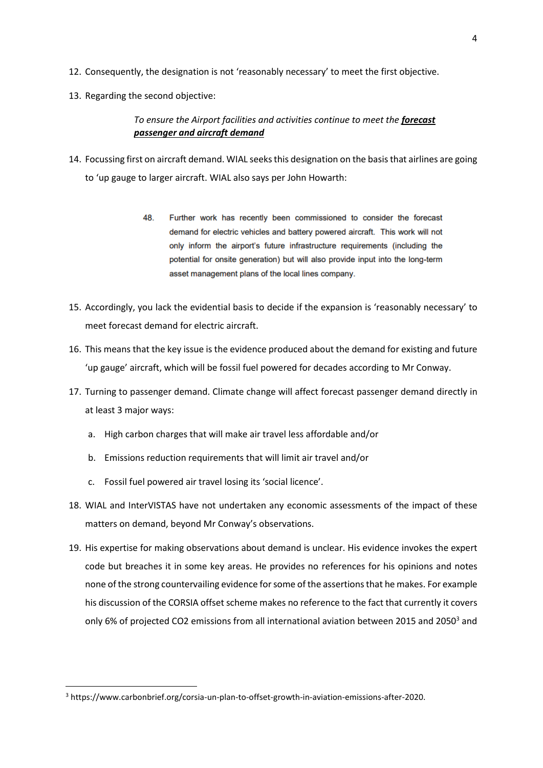12. Consequently, the designation is not 'reasonably necessary' to meet the first objective.

13. Regarding the second objective:

    > *To ensure the Airport facilities and activities continue to meet the **forecast passenger and aircraft demand***

14. Focussing first on aircraft demand. WIAL seeks this designation on the basis that airlines are going to 'up gauge to larger aircraft. WIAL also says per John Howarth:

    > 48. Further work has recently been commissioned to consider the forecast demand for electric vehicles and battery powered aircraft. This work will not only inform the airport's future infrastructure requirements (including the potential for onsite generation) but will also provide input into the long-term asset management plans of the local lines company.

15. Accordingly, you lack the evidential basis to decide if the expansion is 'reasonably necessary' to meet forecast demand for electric aircraft.

16. This means that the key issue is the evidence produced about the demand for existing and future 'up gauge' aircraft, which will be fossil fuel powered for decades according to Mr Conway.

17. Turning to passenger demand. Climate change will affect forecast passenger demand directly in at least 3 major ways:

    a. High carbon charges that will make air travel less affordable and/or

    b. Emissions reduction requirements that will limit air travel and/or

    c. Fossil fuel powered air travel losing its 'social licence'.

18. WIAL and InterVISTAS have not undertaken any economic assessments of the impact of these matters on demand, beyond Mr Conway's observations.

19. His expertise for making observations about demand is unclear. His evidence invokes the expert code but breaches it in some key areas. He provides no references for his opinions and notes none of the strong countervailing evidence for some of the assertions that he makes. For example his discussion of the CORSIA offset scheme makes no reference to the fact that currently it covers only 6% of projected $CO_2$ emissions from all international aviation between 2015 and 2050[3] and

---

[3] https://www.carbonbrief.org/corsia-un-plan-to-offset-growth-in-aviation-emissions-after-2020.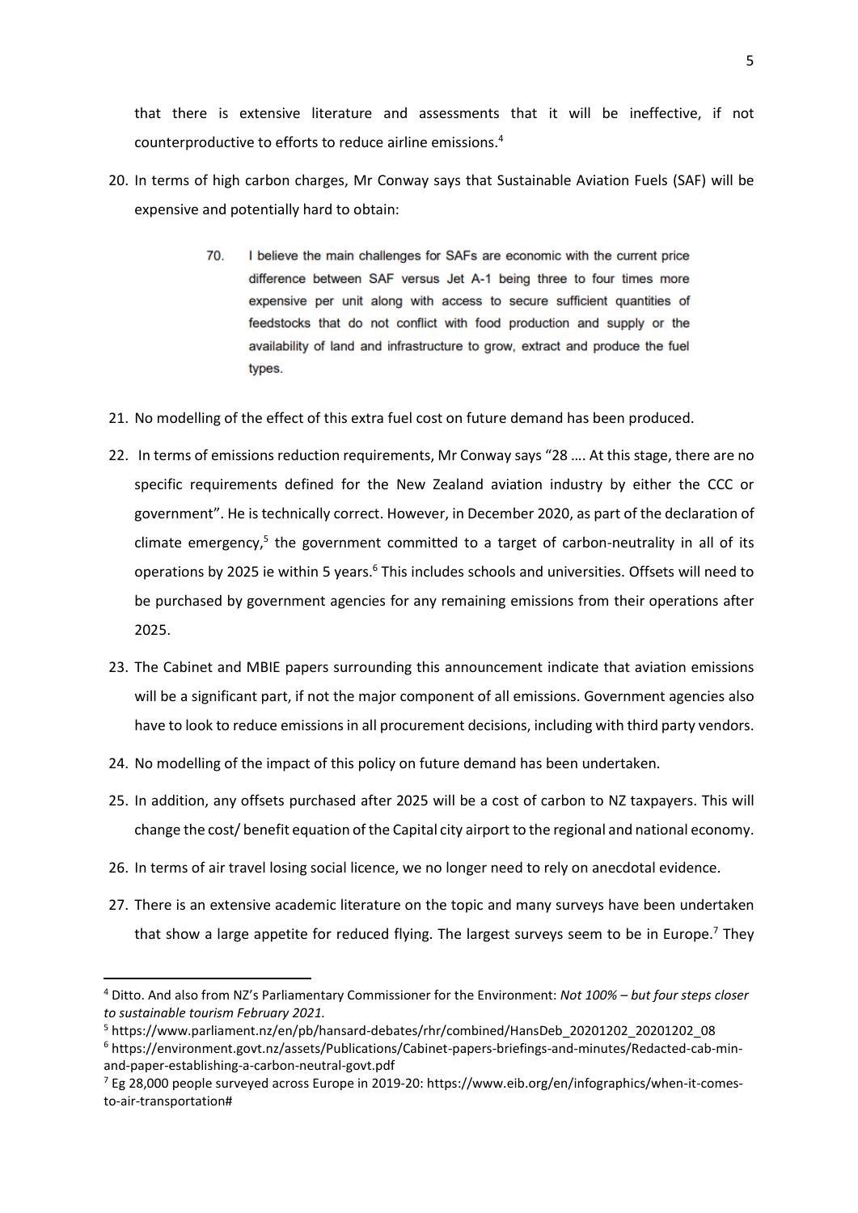that there is extensive literature and assessments that it will be ineffective, if not counterproductive to efforts to reduce airline emissions.[4]

20. In terms of high carbon charges, Mr Conway says that Sustainable Aviation Fuels (SAF) will be expensive and potentially hard to obtain:

> 70. I believe the main challenges for SAFs are economic with the current price difference between SAF versus Jet A-1 being three to four times more expensive per unit along with access to secure sufficient quantities of feedstocks that do not conflict with food production and supply or the availability of land and infrastructure to grow, extract and produce the fuel types.

21. No modelling of the effect of this extra fuel cost on future demand has been produced.

22. In terms of emissions reduction requirements, Mr Conway says "28 …. At this stage, there are no specific requirements defined for the New Zealand aviation industry by either the CCC or government". He is technically correct. However, in December 2020, as part of the declaration of climate emergency,[5] the government committed to a target of carbon-neutrality in all of its operations by 2025 ie within 5 years.[6] This includes schools and universities. Offsets will need to be purchased by government agencies for any remaining emissions from their operations after 2025.

23. The Cabinet and MBIE papers surrounding this announcement indicate that aviation emissions will be a significant part, if not the major component of all emissions. Government agencies also have to look to reduce emissions in all procurement decisions, including with third party vendors.

24. No modelling of the impact of this policy on future demand has been undertaken.

25. In addition, any offsets purchased after 2025 will be a cost of carbon to NZ taxpayers. This will change the cost/ benefit equation of the Capital city airport to the regional and national economy.

26. In terms of air travel losing social licence, we no longer need to rely on anecdotal evidence.

27. There is an extensive academic literature on the topic and many surveys have been undertaken that show a large appetite for reduced flying. The largest surveys seem to be in Europe.[7] They

---

[4] Ditto. And also from NZ's Parliamentary Commissioner for the Environment: *Not 100% – but four steps closer to sustainable tourism February 2021.*

[5] https://www.parliament.nz/en/pb/hansard-debates/rhr/combined/HansDeb_20201202_20201202_08

[6] https://environment.govt.nz/assets/Publications/Cabinet-papers-briefings-and-minutes/Redacted-cab-min-and-paper-establishing-a-carbon-neutral-govt.pdf

[7] Eg 28,000 people surveyed across Europe in 2019-20: https://www.eib.org/en/infographics/when-it-comes-to-air-transportation#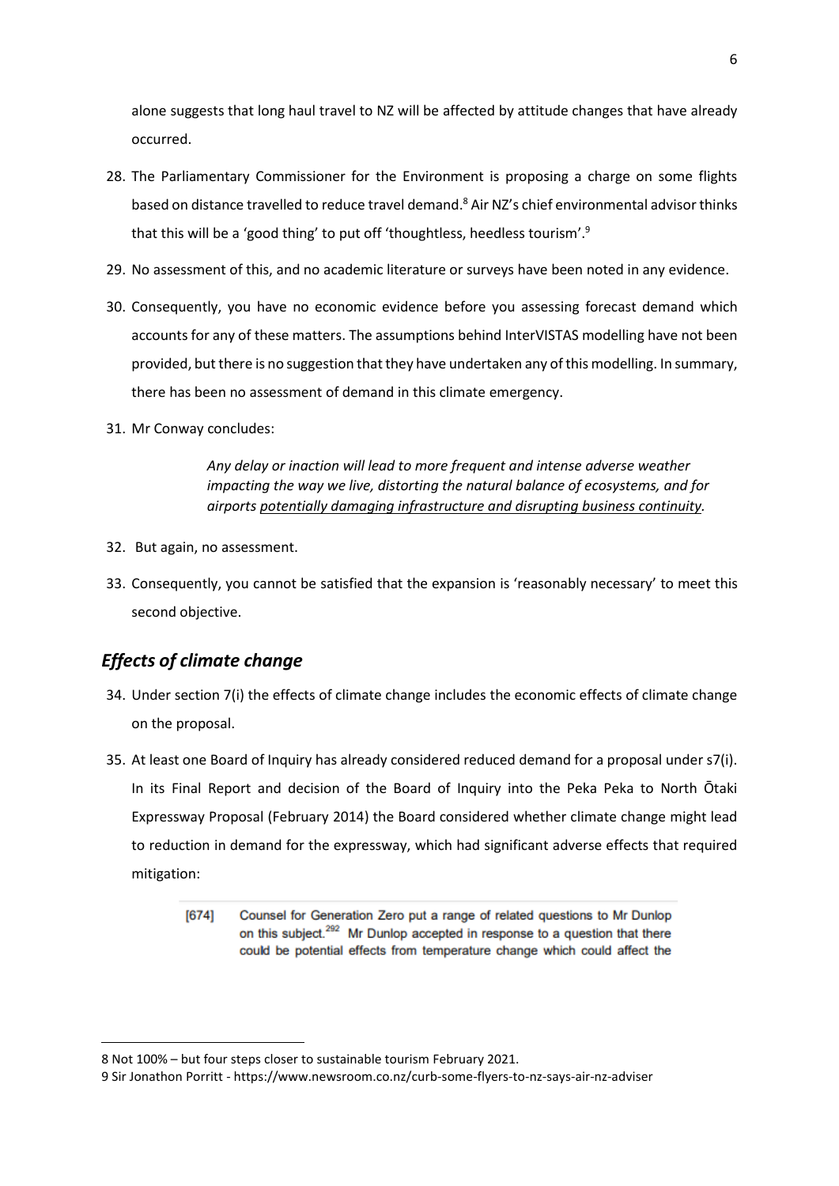alone suggests that long haul travel to NZ will be affected by attitude changes that have already occurred.

28. The Parliamentary Commissioner for the Environment is proposing a charge on some flights based on distance travelled to reduce travel demand.[8] Air NZ's chief environmental advisor thinks that this will be a 'good thing' to put off 'thoughtless, heedless tourism'.[9]

29. No assessment of this, and no academic literature or surveys have been noted in any evidence.

30. Consequently, you have no economic evidence before you assessing forecast demand which accounts for any of these matters. The assumptions behind InterVISTAS modelling have not been provided, but there is no suggestion that they have undertaken any of this modelling. In summary, there has been no assessment of demand in this climate emergency.

31. Mr Conway concludes:

> *Any delay or inaction will lead to more frequent and intense adverse weather impacting the way we live, distorting the natural balance of ecosystems, and for airports <u>potentially damaging infrastructure and disrupting business continuity</u>.*

32. But again, no assessment.

33. Consequently, you cannot be satisfied that the expansion is 'reasonably necessary' to meet this second objective.

## *Effects of climate change*

34. Under section 7(i) the effects of climate change includes the economic effects of climate change on the proposal.

35. At least one Board of Inquiry has already considered reduced demand for a proposal under s7(i). In its Final Report and decision of the Board of Inquiry into the Peka Peka to North Ōtaki Expressway Proposal (February 2014) the Board considered whether climate change might lead to reduction in demand for the expressway, which had significant adverse effects that required mitigation:

> [674] Counsel for Generation Zero put a range of related questions to Mr Dunlop on this subject.[292] Mr Dunlop accepted in response to a question that there could be potential effects from temperature change which could affect the

---

8 Not 100% – but four steps closer to sustainable tourism February 2021.

9 Sir Jonathon Porritt - https://www.newsroom.co.nz/curb-some-flyers-to-nz-says-air-nz-adviser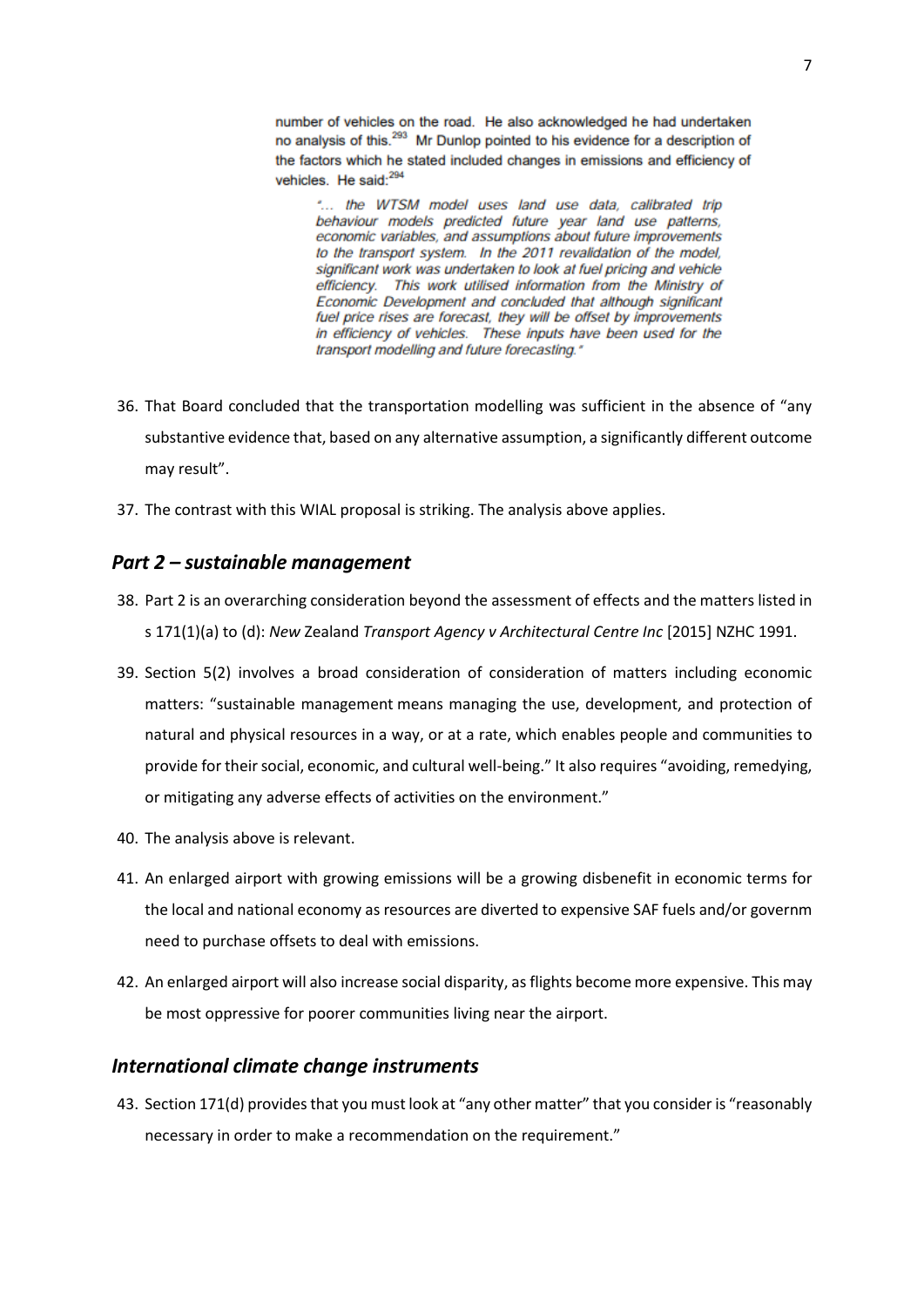> number of vehicles on the road. He also acknowledged he had undertaken no analysis of this.[293] Mr Dunlop pointed to his evidence for a description of the factors which he stated included changes in emissions and efficiency of vehicles. He said:[294]
>
> > *"... the WTSM model uses land use data, calibrated trip behaviour models predicted future year land use patterns, economic variables, and assumptions about future improvements to the transport system. In the 2011 revalidation of the model, significant work was undertaken to look at fuel pricing and vehicle efficiency. This work utilised information from the Ministry of Economic Development and concluded that although significant fuel price rises are forecast, they will be offset by improvements in efficiency of vehicles. These inputs have been used for the transport modelling and future forecasting."*

36. That Board concluded that the transportation modelling was sufficient in the absence of "any substantive evidence that, based on any alternative assumption, a significantly different outcome may result".

37. The contrast with this WIAL proposal is striking. The analysis above applies.

## *Part 2 – sustainable management*

38. Part 2 is an overarching consideration beyond the assessment of effects and the matters listed in s 171(1)(a) to (d): *New* Zealand *Transport Agency v Architectural Centre Inc* [2015] NZHC 1991.

39. Section 5(2) involves a broad consideration of consideration of matters including economic matters: "sustainable management means managing the use, development, and protection of natural and physical resources in a way, or at a rate, which enables people and communities to provide for their social, economic, and cultural well-being." It also requires "avoiding, remedying, or mitigating any adverse effects of activities on the environment."

40. The analysis above is relevant.

41. An enlarged airport with growing emissions will be a growing disbenefit in economic terms for the local and national economy as resources are diverted to expensive SAF fuels and/or governm need to purchase offsets to deal with emissions.

42. An enlarged airport will also increase social disparity, as flights become more expensive. This may be most oppressive for poorer communities living near the airport.

## *International climate change instruments*

43. Section 171(d) provides that you must look at "any other matter" that you consider is "reasonably necessary in order to make a recommendation on the requirement."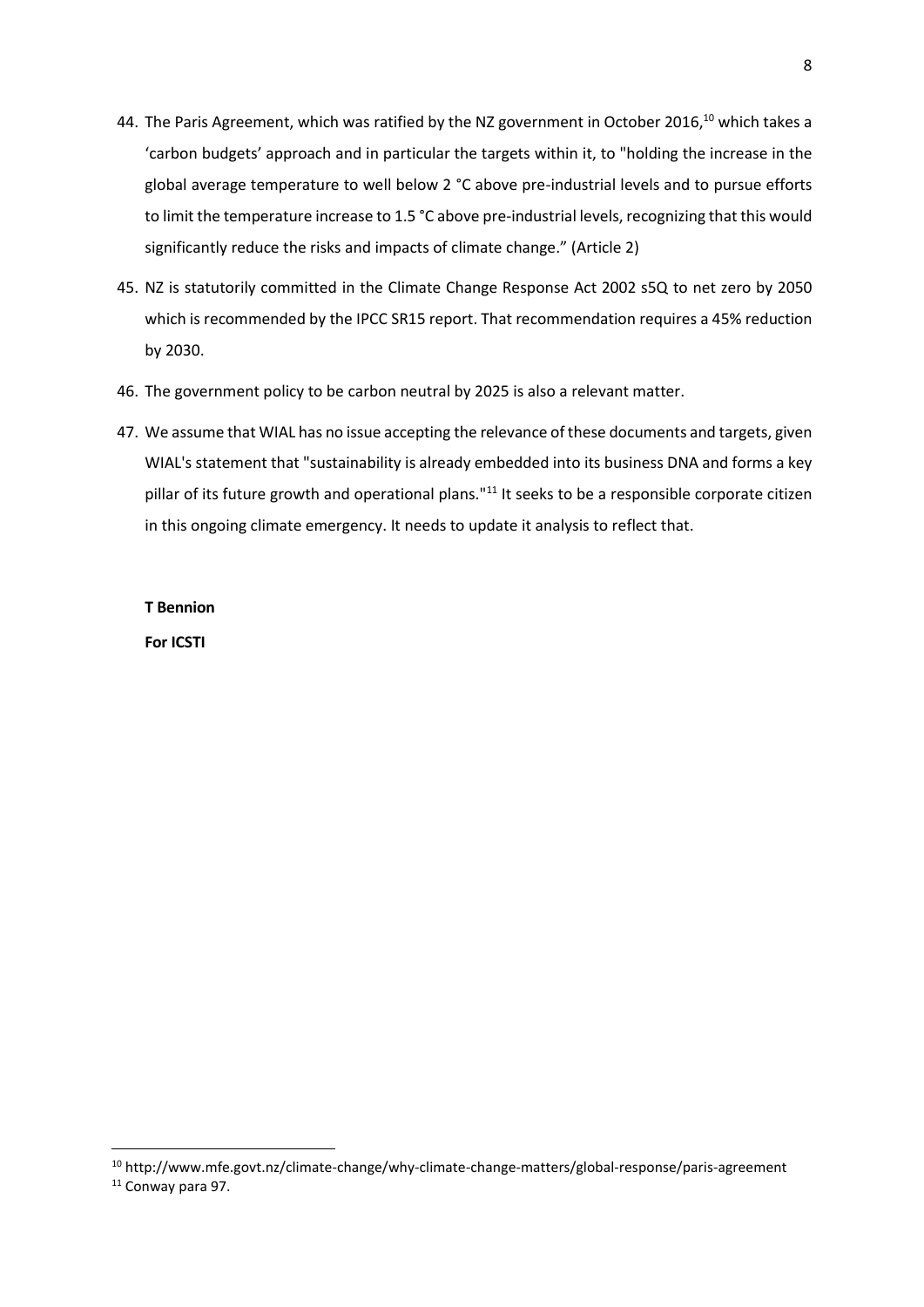44. The Paris Agreement, which was ratified by the NZ government in October 2016,[10] which takes a 'carbon budgets' approach and in particular the targets within it, to "holding the increase in the global average temperature to well below 2 °C above pre-industrial levels and to pursue efforts to limit the temperature increase to 1.5 °C above pre-industrial levels, recognizing that this would significantly reduce the risks and impacts of climate change." (Article 2)
45. NZ is statutorily committed in the Climate Change Response Act 2002 s5Q to net zero by 2050 which is recommended by the IPCC SR15 report. That recommendation requires a 45% reduction by 2030.
46. The government policy to be carbon neutral by 2025 is also a relevant matter.
47. We assume that WIAL has no issue accepting the relevance of these documents and targets, given WIAL's statement that "sustainability is already embedded into its business DNA and forms a key pillar of its future growth and operational plans."[11] It seeks to be a responsible corporate citizen in this ongoing climate emergency. It needs to update it analysis to reflect that.

**T Bennion**

**For ICSTI**

---

[10] http://www.mfe.govt.nz/climate-change/why-climate-change-matters/global-response/paris-agreement

[11] Conway para 97.